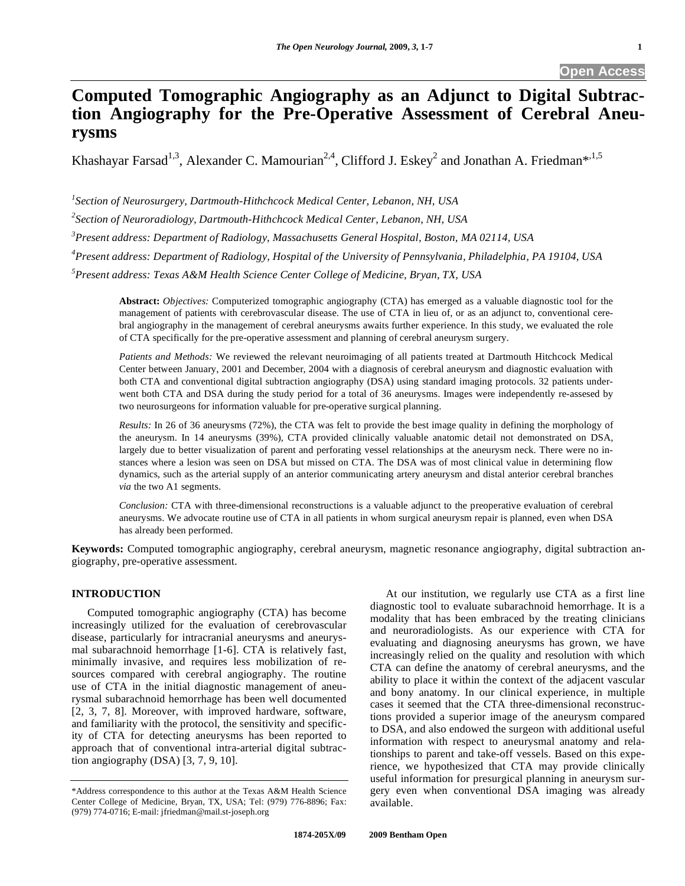Open Access

# Computed Tomographic Angiography as an Adjunct to Digital Subtraction Angiography for the Pre-Operative Assessment of Cerebral Aneurysms

Khashayar Farsad[1,3], Alexander C. Mamourian[2,4], Clifford J. Eskey[2] and Jonathan A. Friedman*[,1,5]

[1]*Section of Neurosurgery, Dartmouth-Hithchcock Medical Center, Lebanon, NH, USA*

[2]*Section of Neuroradiology, Dartmouth-Hithchcock Medical Center, Lebanon, NH, USA*

[3]*Present address: Department of Radiology, Massachusetts General Hospital, Boston, MA 02114, USA*

[4]*Present address: Department of Radiology, Hospital of the University of Pennsylvania, Philadelphia, PA 19104, USA*

[5]*Present address: Texas A&M Health Science Center College of Medicine, Bryan, TX, USA*

**Abstract:** *Objectives:* Computerized tomographic angiography (CTA) has emerged as a valuable diagnostic tool for the management of patients with cerebrovascular disease. The use of CTA in lieu of, or as an adjunct to, conventional cerebral angiography in the management of cerebral aneurysms awaits further experience. In this study, we evaluated the role of CTA specifically for the pre-operative assessment and planning of cerebral aneurysm surgery.

*Patients and Methods:* We reviewed the relevant neuroimaging of all patients treated at Dartmouth Hitchcock Medical Center between January, 2001 and December, 2004 with a diagnosis of cerebral aneurysm and diagnostic evaluation with both CTA and conventional digital subtraction angiography (DSA) using standard imaging protocols. 32 patients underwent both CTA and DSA during the study period for a total of 36 aneurysms. Images were independently re-assesed by two neurosurgeons for information valuable for pre-operative surgical planning.

*Results:* In 26 of 36 aneurysms (72%), the CTA was felt to provide the best image quality in defining the morphology of the aneurysm. In 14 aneurysms (39%), CTA provided clinically valuable anatomic detail not demonstrated on DSA, largely due to better visualization of parent and perforating vessel relationships at the aneurysm neck. There were no instances where a lesion was seen on DSA but missed on CTA. The DSA was of most clinical value in determining flow dynamics, such as the arterial supply of an anterior communicating artery aneurysm and distal anterior cerebral branches *via* the two A1 segments.

*Conclusion:* CTA with three-dimensional reconstructions is a valuable adjunct to the preoperative evaluation of cerebral aneurysms. We advocate routine use of CTA in all patients in whom surgical aneurysm repair is planned, even when DSA has already been performed.

**Keywords:** Computed tomographic angiography, cerebral aneurysm, magnetic resonance angiography, digital subtraction angiography, pre-operative assessment.

## INTRODUCTION

Computed tomographic angiography (CTA) has become increasingly utilized for the evaluation of cerebrovascular disease, particularly for intracranial aneurysms and aneurysmal subarachnoid hemorrhage [1-6]. CTA is relatively fast, minimally invasive, and requires less mobilization of resources compared with cerebral angiography. The routine use of CTA in the initial diagnostic management of aneurysmal subarachnoid hemorrhage has been well documented [2, 3, 7, 8]. Moreover, with improved hardware, software, and familiarity with the protocol, the sensitivity and specificity of CTA for detecting aneurysms has been reported to approach that of conventional intra-arterial digital subtraction angiography (DSA) [3, 7, 9, 10].

At our institution, we regularly use CTA as a first line diagnostic tool to evaluate subarachnoid hemorrhage. It is a modality that has been embraced by the treating clinicians and neuroradiologists. As our experience with CTA for evaluating and diagnosing aneurysms has grown, we have increasingly relied on the quality and resolution with which CTA can define the anatomy of cerebral aneurysms, and the ability to place it within the context of the adjacent vascular and bony anatomy. In our clinical experience, in multiple cases it seemed that the CTA three-dimensional reconstructions provided a superior image of the aneurysm compared to DSA, and also endowed the surgeon with additional useful information with respect to aneurysmal anatomy and relationships to parent and take-off vessels. Based on this experience, we hypothesized that CTA may provide clinically useful information for presurgical planning in aneurysm surgery even when conventional DSA imaging was already available.

*Address correspondence to this author at the Texas A&M Health Science Center College of Medicine, Bryan, TX, USA; Tel: (979) 776-8896; Fax: (979) 774-0716; E-mail: jfriedman@mail.st-joseph.org

1874-205X/09 2009 Bentham Open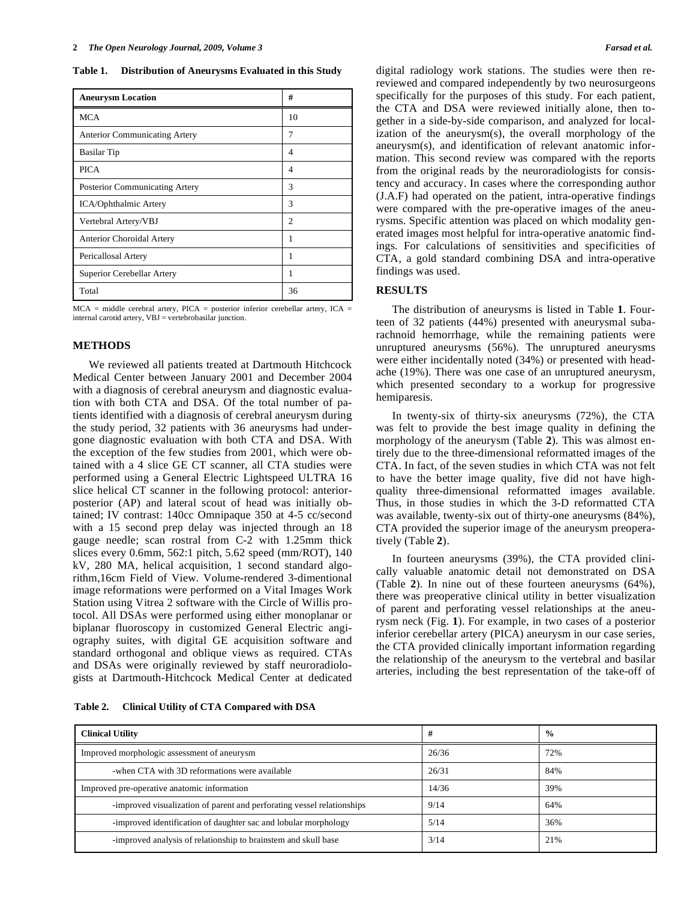**Table 1. Distribution of Aneurysms Evaluated in this Study**

| Aneurysm Location | # |
|---|---|
| MCA | 10 |
| Anterior Communicating Artery | 7 |
| Basilar Tip | 4 |
| PICA | 4 |
| Posterior Communicating Artery | 3 |
| ICA/Ophthalmic Artery | 3 |
| Vertebral Artery/VBJ | 2 |
| Anterior Choroidal Artery | 1 |
| Pericallosal Artery | 1 |
| Superior Cerebellar Artery | 1 |
| Total | 36 |

MCA = middle cerebral artery, PICA = posterior inferior cerebellar artery, ICA = internal carotid artery, VBJ = vertebrobasilar junction.

## METHODS

We reviewed all patients treated at Dartmouth Hitchcock Medical Center between January 2001 and December 2004 with a diagnosis of cerebral aneurysm and diagnostic evaluation with both CTA and DSA. Of the total number of patients identified with a diagnosis of cerebral aneurysm during the study period, 32 patients with 36 aneurysms had undergone diagnostic evaluation with both CTA and DSA. With the exception of the few studies from 2001, which were obtained with a 4 slice GE CT scanner, all CTA studies were performed using a General Electric Lightspeed ULTRA 16 slice helical CT scanner in the following protocol: anterior-posterior (AP) and lateral scout of head was initially obtained; IV contrast: 140cc Omnipaque 350 at 4-5 cc/second with a 15 second prep delay was injected through an 18 gauge needle; scan rostral from C-2 with 1.25mm thick slices every 0.6mm, 562:1 pitch, 5.62 speed (mm/ROT), 140 kV, 280 MA, helical acquisition, 1 second standard algorithm,16cm Field of View. Volume-rendered 3-dimentional image reformations were performed on a Vital Images Work Station using Vitrea 2 software with the Circle of Willis protocol. All DSAs were performed using either monoplanar or biplanar fluoroscopy in customized General Electric angiography suites, with digital GE acquisition software and standard orthogonal and oblique views as required. CTAs and DSAs were originally reviewed by staff neuroradiologists at Dartmouth-Hitchcock Medical Center at dedicated digital radiology work stations. The studies were then re-reviewed and compared independently by two neurosurgeons specifically for the purposes of this study. For each patient, the CTA and DSA were reviewed initially alone, then together in a side-by-side comparison, and analyzed for localization of the aneurysm(s), the overall morphology of the aneurysm(s), and identification of relevant anatomic information. This second review was compared with the reports from the original reads by the neuroradiologists for consistency and accuracy. In cases where the corresponding author (J.A.F) had operated on the patient, intra-operative findings were compared with the pre-operative images of the aneurysms. Specific attention was placed on which modality generated images most helpful for intra-operative anatomic findings. For calculations of sensitivities and specificities of CTA, a gold standard combining DSA and intra-operative findings was used.

## RESULTS

The distribution of aneurysms is listed in Table **1**. Fourteen of 32 patients (44%) presented with aneurysmal subarachnoid hemorrhage, while the remaining patients were unruptured aneurysms (56%). The unruptured aneurysms were either incidentally noted (34%) or presented with headache (19%). There was one case of an unruptured aneurysm, which presented secondary to a workup for progressive hemiparesis.

In twenty-six of thirty-six aneurysms (72%), the CTA was felt to provide the best image quality in defining the morphology of the aneurysm (Table **2**). This was almost entirely due to the three-dimensional reformatted images of the CTA. In fact, of the seven studies in which CTA was not felt to have the better image quality, five did not have high-quality three-dimensional reformatted images available. Thus, in those studies in which the 3-D reformatted CTA was available, twenty-six out of thirty-one aneurysms (84%), CTA provided the superior image of the aneurysm preoperatively (Table **2**).

In fourteen aneurysms (39%), the CTA provided clinically valuable anatomic detail not demonstrated on DSA (Table **2**). In nine out of these fourteen aneurysms (64%), there was preoperative clinical utility in better visualization of parent and perforating vessel relationships at the aneurysm neck (Fig. **1**). For example, in two cases of a posterior inferior cerebellar artery (PICA) aneurysm in our case series, the CTA provided clinically important information regarding the relationship of the aneurysm to the vertebral and basilar arteries, including the best representation of the take-off of

**Table 2. Clinical Utility of CTA Compared with DSA**

| Clinical Utility | # | % |
|---|---|---|
| Improved morphologic assessment of aneurysm | 26/36 | 72% |
| -when CTA with 3D reformations were available | 26/31 | 84% |
| Improved pre-operative anatomic information | 14/36 | 39% |
| -improved visualization of parent and perforating vessel relationships | 9/14 | 64% |
| -improved identification of daughter sac and lobular morphology | 5/14 | 36% |
| -improved analysis of relationship to brainstem and skull base | 3/14 | 21% |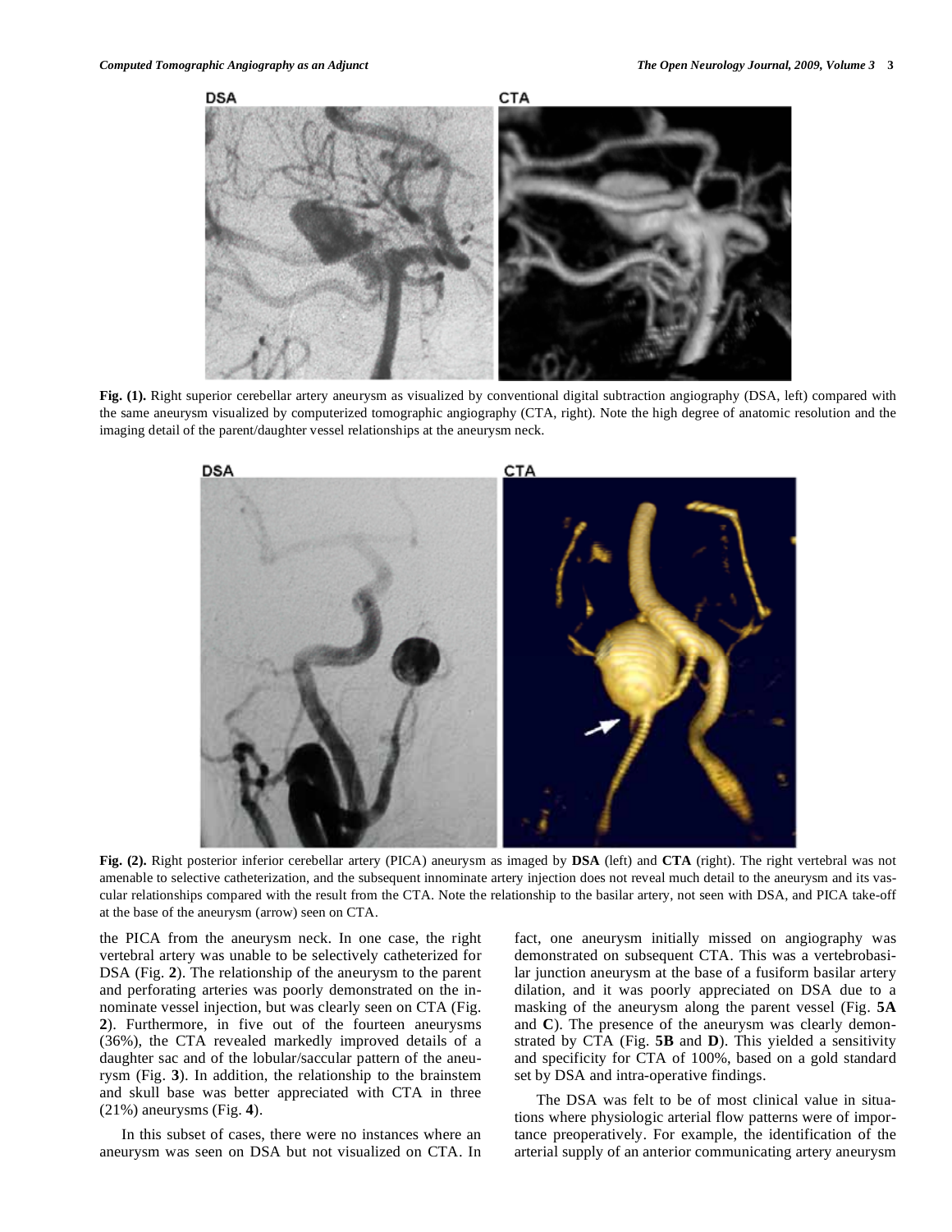Fig. (1). Right superior cerebellar artery aneurysm as visualized by conventional digital subtraction angiography (DSA, left) compared with the same aneurysm visualized by computerized tomographic angiography (CTA, right). Note the high degree of anatomic resolution and the imaging detail of the parent/daughter vessel relationships at the aneurysm neck.

Fig. (2). Right posterior inferior cerebellar artery (PICA) aneurysm as imaged by **DSA** (left) and **CTA** (right). The right vertebral was not amenable to selective catheterization, and the subsequent innominate artery injection does not reveal much detail to the aneurysm and its vascular relationships compared with the result from the CTA. Note the relationship to the basilar artery, not seen with DSA, and PICA take-off at the base of the aneurysm (arrow) seen on CTA.

the PICA from the aneurysm neck. In one case, the right vertebral artery was unable to be selectively catheterized for DSA (Fig. **2**). The relationship of the aneurysm to the parent and perforating arteries was poorly demonstrated on the innominate vessel injection, but was clearly seen on CTA (Fig. **2**). Furthermore, in five out of the fourteen aneurysms (36%), the CTA revealed markedly improved details of a daughter sac and of the lobular/saccular pattern of the aneurysm (Fig. **3**). In addition, the relationship to the brainstem and skull base was better appreciated with CTA in three (21%) aneurysms (Fig. **4**).

In this subset of cases, there were no instances where an aneurysm was seen on DSA but not visualized on CTA. In fact, one aneurysm initially missed on angiography was demonstrated on subsequent CTA. This was a vertebrobasilar junction aneurysm at the base of a fusiform basilar artery dilation, and it was poorly appreciated on DSA due to a masking of the aneurysm along the parent vessel (Fig. **5A** and **C**). The presence of the aneurysm was clearly demonstrated by CTA (Fig. **5B** and **D**). This yielded a sensitivity and specificity for CTA of 100%, based on a gold standard set by DSA and intra-operative findings.

The DSA was felt to be of most clinical value in situations where physiologic arterial flow patterns were of importance preoperatively. For example, the identification of the arterial supply of an anterior communicating artery aneurysm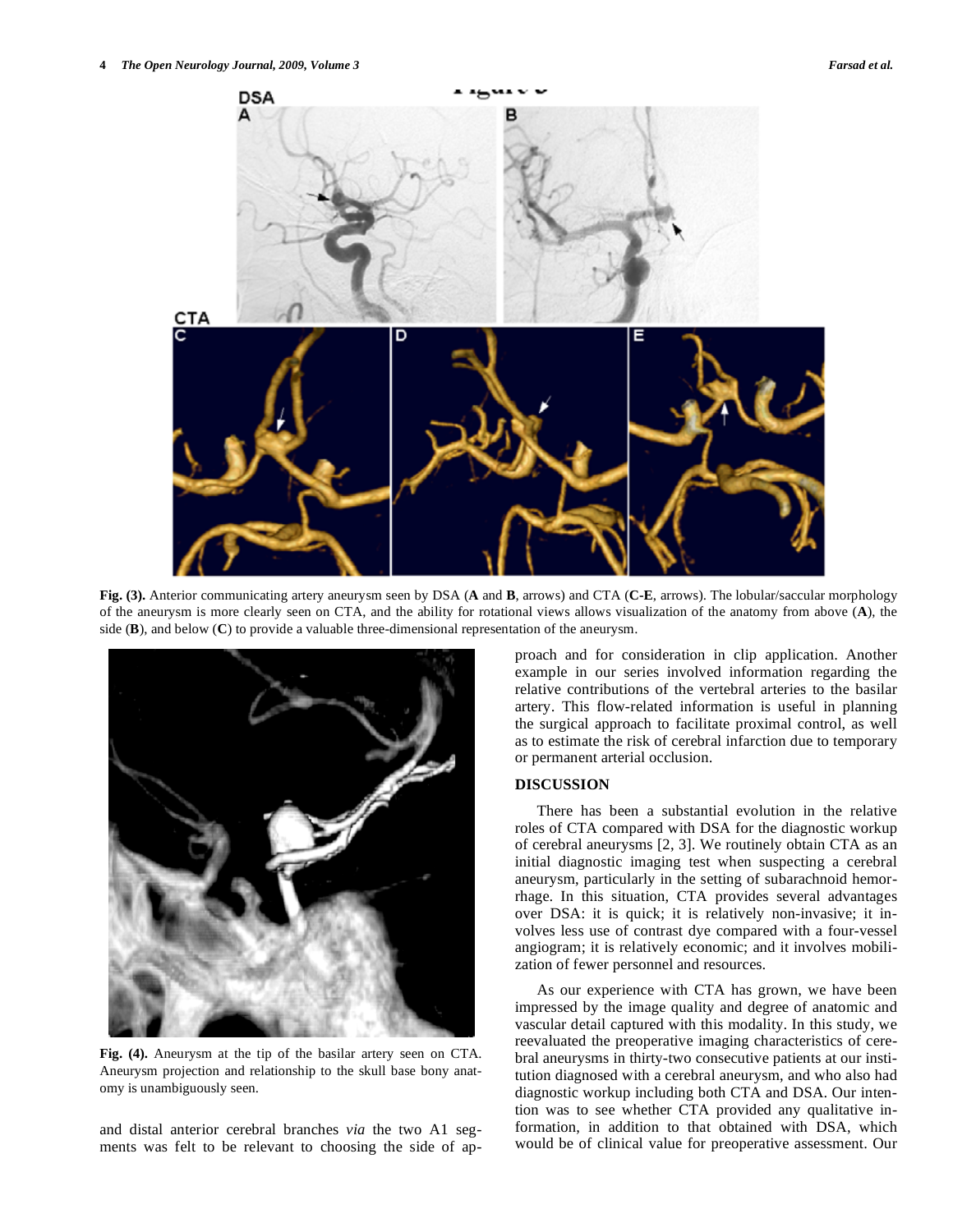Fig. (3). Anterior communicating artery aneurysm seen by DSA (**A** and **B**, arrows) and CTA (**C-E**, arrows). The lobular/saccular morphology of the aneurysm is more clearly seen on CTA, and the ability for rotational views allows visualization of the anatomy from above (**A**), the side (**B**), and below (**C**) to provide a valuable three-dimensional representation of the aneurysm.

**Fig. (4).** Aneurysm at the tip of the basilar artery seen on CTA. Aneurysm projection and relationship to the skull base bony anatomy is unambiguously seen.

and distal anterior cerebral branches *via* the two A1 segments was felt to be relevant to choosing the side of approach and for consideration in clip application. Another example in our series involved information regarding the relative contributions of the vertebral arteries to the basilar artery. This flow-related information is useful in planning the surgical approach to facilitate proximal control, as well as to estimate the risk of cerebral infarction due to temporary or permanent arterial occlusion.

## DISCUSSION

There has been a substantial evolution in the relative roles of CTA compared with DSA for the diagnostic workup of cerebral aneurysms [2, 3]. We routinely obtain CTA as an initial diagnostic imaging test when suspecting a cerebral aneurysm, particularly in the setting of subarachnoid hemorrhage. In this situation, CTA provides several advantages over DSA: it is quick; it is relatively non-invasive; it involves less use of contrast dye compared with a four-vessel angiogram; it is relatively economic; and it involves mobilization of fewer personnel and resources.

As our experience with CTA has grown, we have been impressed by the image quality and degree of anatomic and vascular detail captured with this modality. In this study, we reevaluated the preoperative imaging characteristics of cerebral aneurysms in thirty-two consecutive patients at our institution diagnosed with a cerebral aneurysm, and who also had diagnostic workup including both CTA and DSA. Our intention was to see whether CTA provided any qualitative information, in addition to that obtained with DSA, which would be of clinical value for preoperative assessment. Our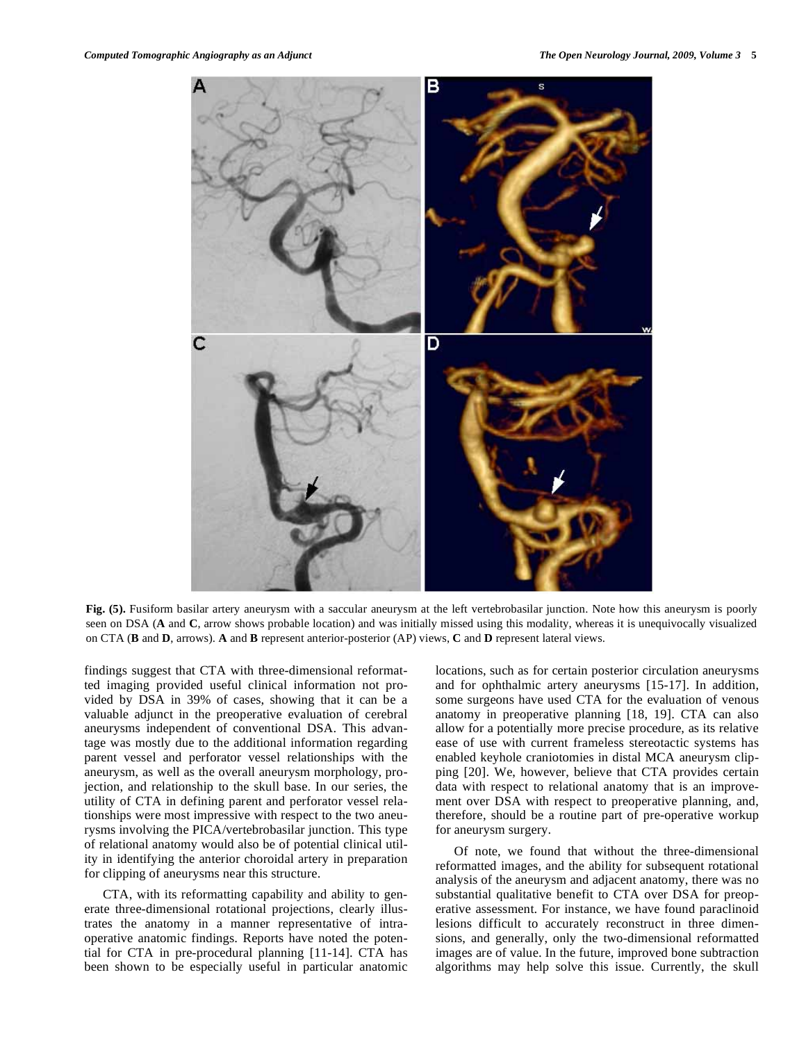**Fig. (5).** Fusiform basilar artery aneurysm with a saccular aneurysm at the left vertebrobasilar junction. Note how this aneurysm is poorly seen on DSA (**A** and **C**, arrow shows probable location) and was initially missed using this modality, whereas it is unequivocally visualized on CTA (**B** and **D**, arrows). **A** and **B** represent anterior-posterior (AP) views, **C** and **D** represent lateral views.

findings suggest that CTA with three-dimensional reformatted imaging provided useful clinical information not provided by DSA in 39% of cases, showing that it can be a valuable adjunct in the preoperative evaluation of cerebral aneurysms independent of conventional DSA. This advantage was mostly due to the additional information regarding parent vessel and perforator vessel relationships with the aneurysm, as well as the overall aneurysm morphology, projection, and relationship to the skull base. In our series, the utility of CTA in defining parent and perforator vessel relationships were most impressive with respect to the two aneurysms involving the PICA/vertebrobasilar junction. This type of relational anatomy would also be of potential clinical utility in identifying the anterior choroidal artery in preparation for clipping of aneurysms near this structure.

CTA, with its reformatting capability and ability to generate three-dimensional rotational projections, clearly illustrates the anatomy in a manner representative of intraoperative anatomic findings. Reports have noted the potential for CTA in pre-procedural planning [11-14]. CTA has been shown to be especially useful in particular anatomic locations, such as for certain posterior circulation aneurysms and for ophthalmic artery aneurysms [15-17]. In addition, some surgeons have used CTA for the evaluation of venous anatomy in preoperative planning [18, 19]. CTA can also allow for a potentially more precise procedure, as its relative ease of use with current frameless stereotactic systems has enabled keyhole craniotomies in distal MCA aneurysm clipping [20]. We, however, believe that CTA provides certain data with respect to relational anatomy that is an improvement over DSA with respect to preoperative planning, and, therefore, should be a routine part of pre-operative workup for aneurysm surgery.

Of note, we found that without the three-dimensional reformatted images, and the ability for subsequent rotational analysis of the aneurysm and adjacent anatomy, there was no substantial qualitative benefit to CTA over DSA for preoperative assessment. For instance, we have found paraclinoid lesions difficult to accurately reconstruct in three dimensions, and generally, only the two-dimensional reformatted images are of value. In the future, improved bone subtraction algorithms may help solve this issue. Currently, the skull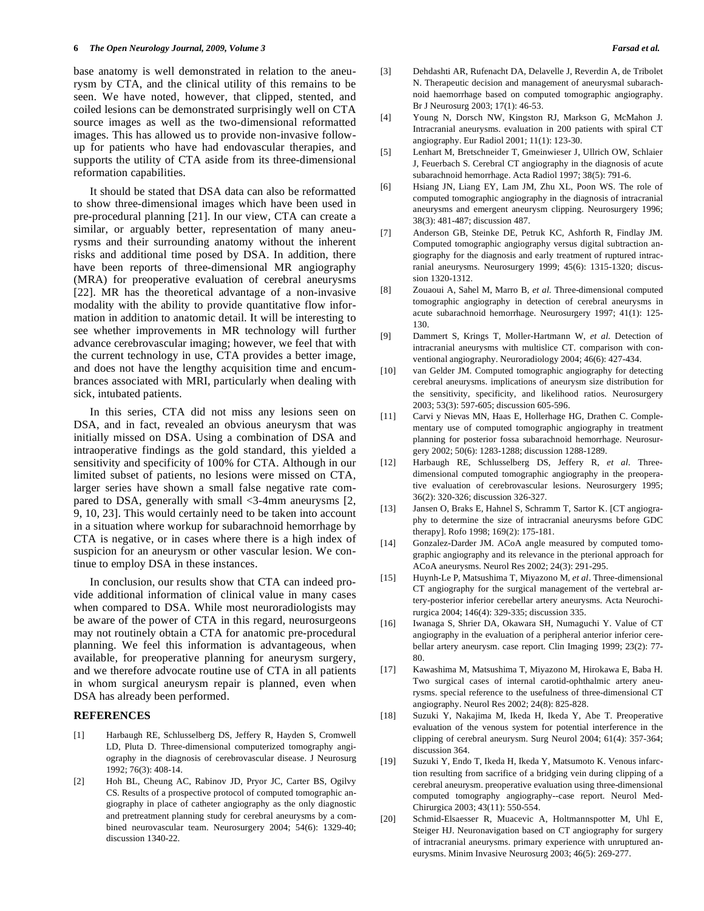base anatomy is well demonstrated in relation to the aneurysm by CTA, and the clinical utility of this remains to be seen. We have noted, however, that clipped, stented, and coiled lesions can be demonstrated surprisingly well on CTA source images as well as the two-dimensional reformatted images. This has allowed us to provide non-invasive follow-up for patients who have had endovascular therapies, and supports the utility of CTA aside from its three-dimensional reformation capabilities.

It should be stated that DSA data can also be reformatted to show three-dimensional images which have been used in pre-procedural planning [21]. In our view, CTA can create a similar, or arguably better, representation of many aneurysms and their surrounding anatomy without the inherent risks and additional time posed by DSA. In addition, there have been reports of three-dimensional MR angiography (MRA) for preoperative evaluation of cerebral aneurysms [22]. MR has the theoretical advantage of a non-invasive modality with the ability to provide quantitative flow information in addition to anatomic detail. It will be interesting to see whether improvements in MR technology will further advance cerebrovascular imaging; however, we feel that with the current technology in use, CTA provides a better image, and does not have the lengthy acquisition time and encumbrances associated with MRI, particularly when dealing with sick, intubated patients.

In this series, CTA did not miss any lesions seen on DSA, and in fact, revealed an obvious aneurysm that was initially missed on DSA. Using a combination of DSA and intraoperative findings as the gold standard, this yielded a sensitivity and specificity of 100% for CTA. Although in our limited subset of patients, no lesions were missed on CTA, larger series have shown a small false negative rate compared to DSA, generally with small <3-4mm aneurysms [2, 9, 10, 23]. This would certainly need to be taken into account in a situation where workup for subarachnoid hemorrhage by CTA is negative, or in cases where there is a high index of suspicion for an aneurysm or other vascular lesion. We continue to employ DSA in these instances.

In conclusion, our results show that CTA can indeed provide additional information of clinical value in many cases when compared to DSA. While most neuroradiologists may be aware of the power of CTA in this regard, neurosurgeons may not routinely obtain a CTA for anatomic pre-procedural planning. We feel this information is advantageous, when available, for preoperative planning for aneurysm surgery, and we therefore advocate routine use of CTA in all patients in whom surgical aneurysm repair is planned, even when DSA has already been performed.

## REFERENCES

[1] Harbaugh RE, Schlusselberg DS, Jeffery R, Hayden S, Cromwell LD, Pluta D. Three-dimensional computerized tomography angiography in the diagnosis of cerebrovascular disease. J Neurosurg 1992; 76(3): 408-14.

[2] Hoh BL, Cheung AC, Rabinov JD, Pryor JC, Carter BS, Ogilvy CS. Results of a prospective protocol of computed tomographic angiography in place of catheter angiography as the only diagnostic and pretreatment planning study for cerebral aneurysms by a combined neurovascular team. Neurosurgery 2004; 54(6): 1329-40; discussion 1340-22.

[3] Dehdashti AR, Rufenacht DA, Delavelle J, Reverdin A, de Tribolet N. Therapeutic decision and management of aneurysmal subarachnoid haemorrhage based on computed tomographic angiography. Br J Neurosurg 2003; 17(1): 46-53.

[4] Young N, Dorsch NW, Kingston RJ, Markson G, McMahon J. Intracranial aneurysms. evaluation in 200 patients with spiral CT angiography. Eur Radiol 2001; 11(1): 123-30.

[5] Lenhart M, Bretschneider T, Gmeinwieser J, Ullrich OW, Schlaier J, Feuerbach S. Cerebral CT angiography in the diagnosis of acute subarachnoid hemorrhage. Acta Radiol 1997; 38(5): 791-6.

[6] Hsiang JN, Liang EY, Lam JM, Zhu XL, Poon WS. The role of computed tomographic angiography in the diagnosis of intracranial aneurysms and emergent aneurysm clipping. Neurosurgery 1996; 38(3): 481-487; discussion 487.

[7] Anderson GB, Steinke DE, Petruk KC, Ashforth R, Findlay JM. Computed tomographic angiography versus digital subtraction angiography for the diagnosis and early treatment of ruptured intracranial aneurysms. Neurosurgery 1999; 45(6): 1315-1320; discussion 1320-1312.

[8] Zouaoui A, Sahel M, Marro B, *et al.* Three-dimensional computed tomographic angiography in detection of cerebral aneurysms in acute subarachnoid hemorrhage. Neurosurgery 1997; 41(1): 125-130.

[9] Dammert S, Krings T, Moller-Hartmann W, *et al.* Detection of intracranial aneurysms with multislice CT. comparison with conventional angiography. Neuroradiology 2004; 46(6): 427-434.

[10] van Gelder JM. Computed tomographic angiography for detecting cerebral aneurysms. implications of aneurysm size distribution for the sensitivity, specificity, and likelihood ratios. Neurosurgery 2003; 53(3): 597-605; discussion 605-596.

[11] Carvi y Nievas MN, Haas E, Hollerhage HG, Drathen C. Complementary use of computed tomographic angiography in treatment planning for posterior fossa subarachnoid hemorrhage. Neurosurgery 2002; 50(6): 1283-1288; discussion 1288-1289.

[12] Harbaugh RE, Schlusselberg DS, Jeffery R, *et al.* Three-dimensional computed tomographic angiography in the preoperative evaluation of cerebrovascular lesions. Neurosurgery 1995; 36(2): 320-326; discussion 326-327.

[13] Jansen O, Braks E, Hahnel S, Schramm T, Sartor K. [CT angiography to determine the size of intracranial aneurysms before GDC therapy]. Rofo 1998; 169(2): 175-181.

[14] Gonzalez-Darder JM. ACoA angle measured by computed tomographic angiography and its relevance in the pterional approach for ACoA aneurysms. Neurol Res 2002; 24(3): 291-295.

[15] Huynh-Le P, Matsushima T, Miyazono M, *et al*. Three-dimensional CT angiography for the surgical management of the vertebral artery-posterior inferior cerebellar artery aneurysms. Acta Neurochirurgica 2004; 146(4): 329-335; discussion 335.

[16] Iwanaga S, Shrier DA, Okawara SH, Numaguchi Y. Value of CT angiography in the evaluation of a peripheral anterior inferior cerebellar artery aneurysm. case report. Clin Imaging 1999; 23(2): 77-80.

[17] Kawashima M, Matsushima T, Miyazono M, Hirokawa E, Baba H. Two surgical cases of internal carotid-ophthalmic artery aneurysms. special reference to the usefulness of three-dimensional CT angiography. Neurol Res 2002; 24(8): 825-828.

[18] Suzuki Y, Nakajima M, Ikeda H, Ikeda Y, Abe T. Preoperative evaluation of the venous system for potential interference in the clipping of cerebral aneurysm. Surg Neurol 2004; 61(4): 357-364; discussion 364.

[19] Suzuki Y, Endo T, Ikeda H, Ikeda Y, Matsumoto K. Venous infarction resulting from sacrifice of a bridging vein during clipping of a cerebral aneurysm. preoperative evaluation using three-dimensional computed tomography angiography--case report. Neurol Med-Chirurgica 2003; 43(11): 550-554.

[20] Schmid-Elsaesser R, Muacevic A, Holtmannspotter M, Uhl E, Steiger HJ. Neuronavigation based on CT angiography for surgery of intracranial aneurysms. primary experience with unruptured aneurysms. Minim Invasive Neurosurg 2003; 46(5): 269-277.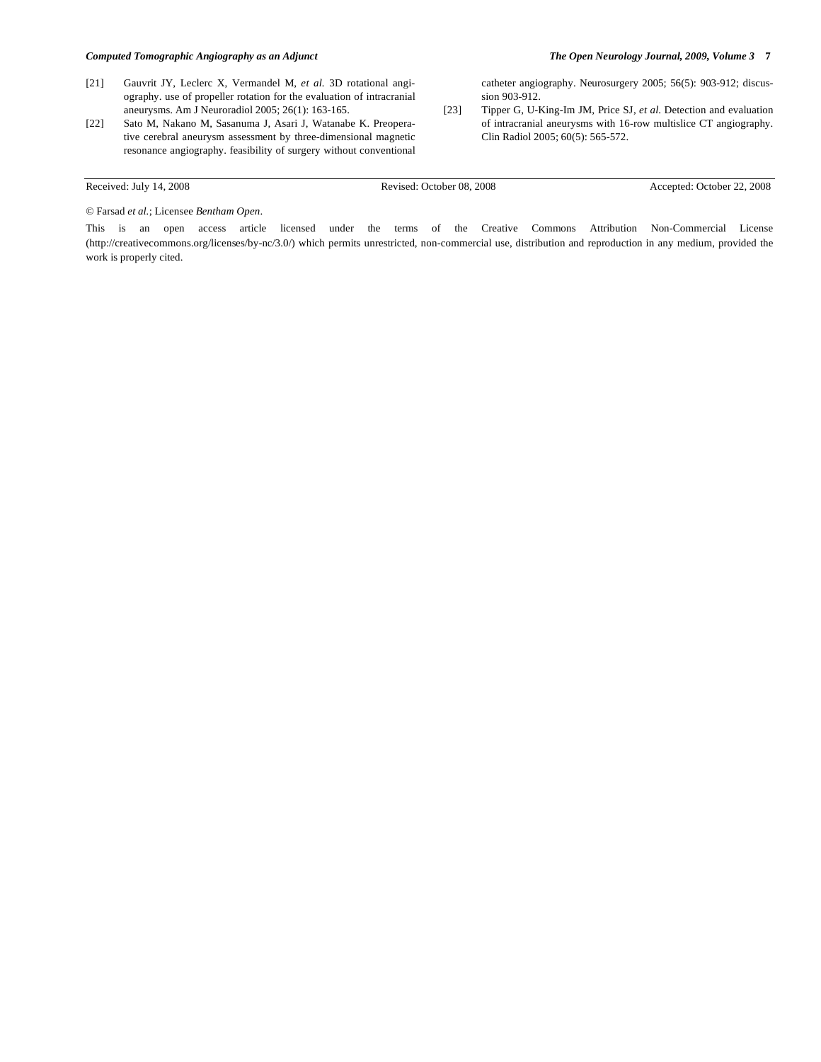[21] Gauvrit JY, Leclerc X, Vermandel M, *et al.* 3D rotational angiography. use of propeller rotation for the evaluation of intracranial aneurysms. Am J Neuroradiol 2005; 26(1): 163-165.

[22] Sato M, Nakano M, Sasanuma J, Asari J, Watanabe K. Preoperative cerebral aneurysm assessment by three-dimensional magnetic resonance angiography. feasibility of surgery without conventional catheter angiography. Neurosurgery 2005; 56(5): 903-912; discussion 903-912.

[23] Tipper G, U-King-Im JM, Price SJ, *et al.* Detection and evaluation of intracranial aneurysms with 16-row multislice CT angiography. Clin Radiol 2005; 60(5): 565-572.

Received: July 14, 2008 Revised: October 08, 2008 Accepted: October 22, 2008

© Farsad *et al.*; Licensee *Bentham Open*.

This is an open access article licensed under the terms of the Creative Commons Attribution Non-Commercial License (http://creativecommons.org/licenses/by-nc/3.0/) which permits unrestricted, non-commercial use, distribution and reproduction in any medium, provided the work is properly cited.